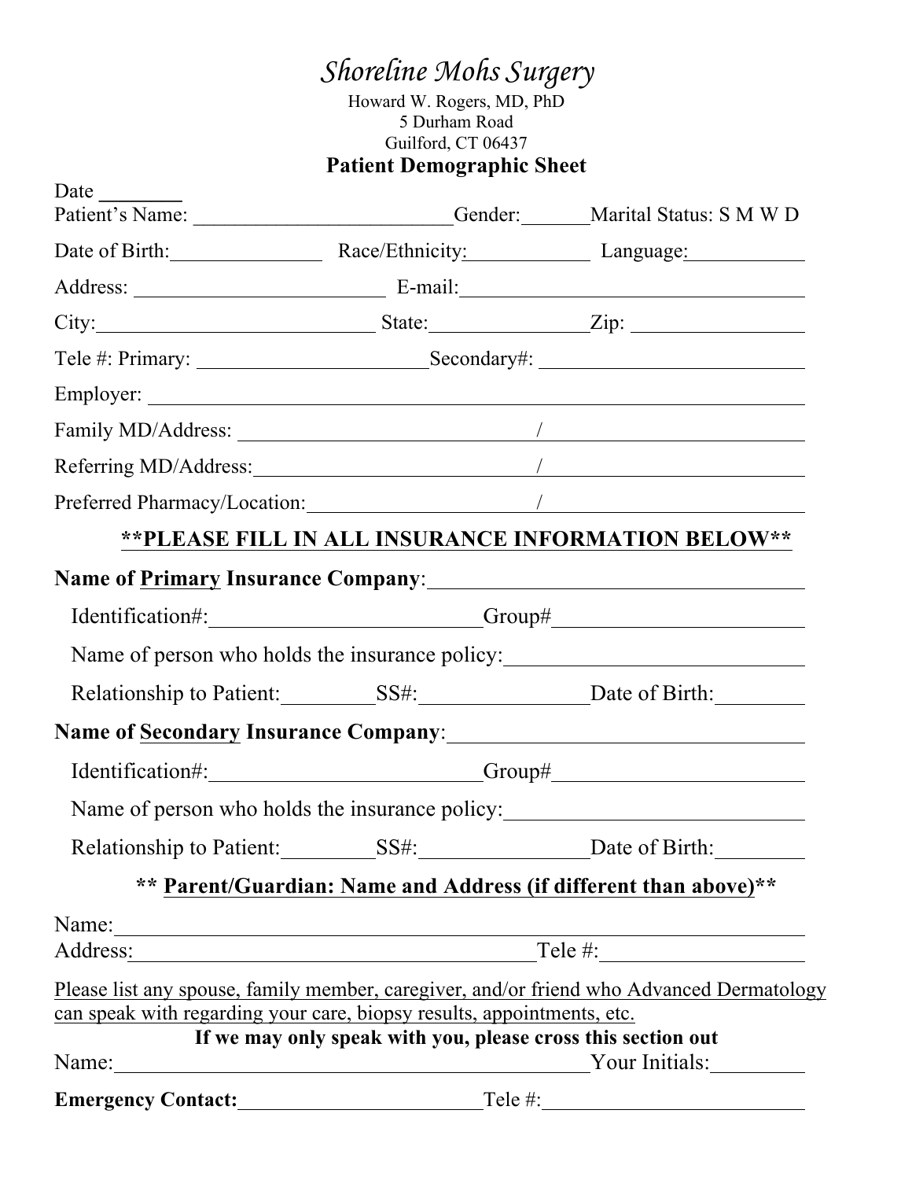# *Shoreline Mohs Surgery*

Howard W. Rogers, MD, PhD
5 Durham Road
Guilford, CT 06437

## Patient Demographic Sheet

Date ________

Patient's Name: ________________________ Gender: ______ Marital Status: S M W D

Date of Birth: ______________ Race/Ethnicity: ____________ Language: ___________

Address: ______________________ E-mail: ________________________________

City: __________________________ State: ______________ Zip: ________________

Tele #: Primary: _____________________ Secondary#: ________________________

Employer: ________________________________________________________________

Family MD/Address: ____________________________ / ________________________

Referring MD/Address: __________________________ / ________________________

Preferred Pharmacy/Location: _____________________ / ________________________

**\*\*PLEASE FILL IN ALL INSURANCE INFORMATION BELOW\*\***

**Name of Primary Insurance Company**: ___________________________________

Identification#: ________________________ Group# _______________________

Name of person who holds the insurance policy: ___________________________

Relationship to Patient: ________ SS#: _______________ Date of Birth: ________

**Name of Secondary Insurance Company**: _________________________________

Identification#: ________________________ Group# _______________________

Name of person who holds the insurance policy: ___________________________

Relationship to Patient: ________ SS#: _______________ Date of Birth: ________

**\*\* Parent/Guardian: Name and Address (if different than above)\*\***

Name: ____________________________________________________________________

Address: ______________________________________ Tele #: __________________

Please list any spouse, family member, caregiver, and/or friend who Advanced Dermatology can speak with regarding your care, biopsy results, appointments, etc.

**If we may only speak with you, please cross this section out**

Name: _____________________________________________ Your Initials: _________

**Emergency Contact:** _______________________ Tele #: ________________________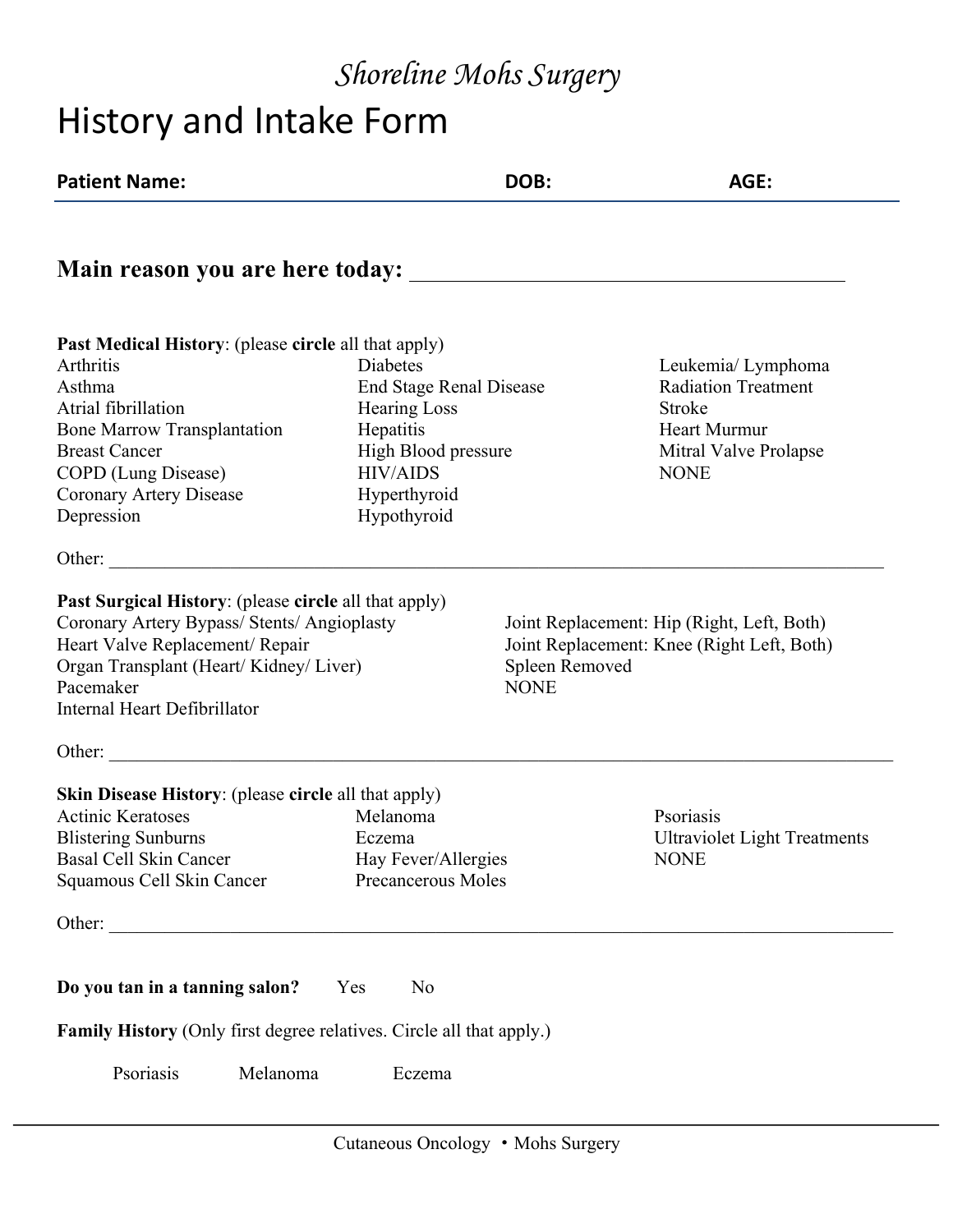*Shoreline Mohs Surgery*

# History and Intake Form

**Patient Name:** **DOB:** **AGE:**

## Main reason you are here today: ________________________________________

**Past Medical History**: (please **circle** all that apply)

| | | |
|---|---|---|
| Arthritis | Diabetes | Leukemia/ Lymphoma |
| Asthma | End Stage Renal Disease | Radiation Treatment |
| Atrial fibrillation | Hearing Loss | Stroke |
| Bone Marrow Transplantation | Hepatitis | Heart Murmur |
| Breast Cancer | High Blood pressure | Mitral Valve Prolapse |
| COPD (Lung Disease) | HIV/AIDS | NONE |
| Coronary Artery Disease | Hyperthyroid | |
| Depression | Hypothyroid | |

Other: ________________________________________________________________________________

**Past Surgical History**: (please **circle** all that apply)

| | |
|---|---|
| Coronary Artery Bypass/ Stents/ Angioplasty | Joint Replacement: Hip (Right, Left, Both) |
| Heart Valve Replacement/ Repair | Joint Replacement: Knee (Right Left, Both) |
| Organ Transplant (Heart/ Kidney/ Liver) | Spleen Removed |
| Pacemaker | NONE |
| Internal Heart Defibrillator | |

Other: ________________________________________________________________________________

**Skin Disease History**: (please **circle** all that apply)

| | | |
|---|---|---|
| Actinic Keratoses | Melanoma | Psoriasis |
| Blistering Sunburns | Eczema | Ultraviolet Light Treatments |
| Basal Cell Skin Cancer | Hay Fever/Allergies | NONE |
| Squamous Cell Skin Cancer | Precancerous Moles | |

Other: ________________________________________________________________________________

**Do you tan in a tanning salon?** Yes No

**Family History** (Only first degree relatives. Circle all that apply.)

Psoriasis Melanoma Eczema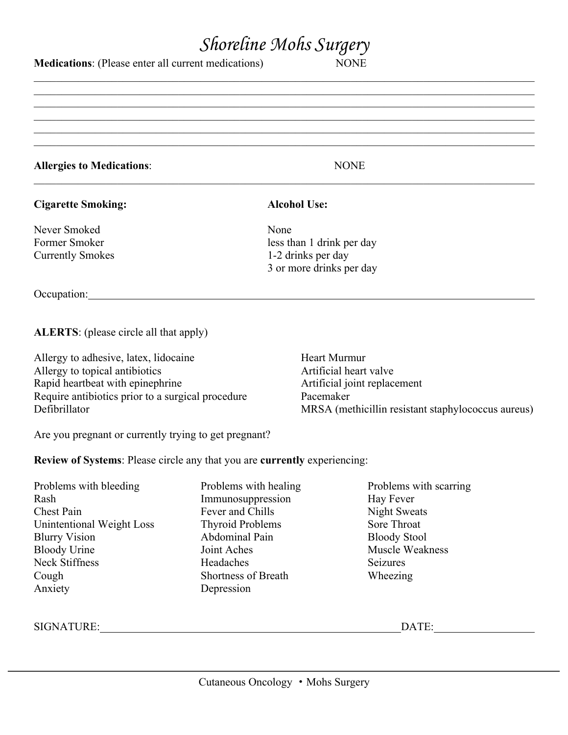# *Shoreline Mohs Surgery*

**Medications**: (Please enter all current medications) NONE

______________________________________________________________________________
______________________________________________________________________________
______________________________________________________________________________
______________________________________________________________________________
______________________________________________________________________________
______________________________________________________________________________

**Allergies to Medications**: NONE

______________________________________________________________________________

**Cigarette Smoking:**

Never Smoked
Former Smoker
Currently Smokes

**Alcohol Use:**

None
less than 1 drink per day
1-2 drinks per day
3 or more drinks per day

Occupation:______________________________________________________________________

**ALERTS**: (please circle all that apply)

Allergy to adhesive, latex, lidocaine
Allergy to topical antibiotics
Rapid heartbeat with epinephrine
Require antibiotics prior to a surgical procedure
Defibrillator
Heart Murmur
Artificial heart valve
Artificial joint replacement
Pacemaker
MRSA (methicillin resistant staphylococcus aureus)

Are you pregnant or currently trying to get pregnant?

**Review of Systems**: Please circle any that you are **currently** experiencing:

Problems with bleeding
Rash
Chest Pain
Unintentional Weight Loss
Blurry Vision
Bloody Urine
Neck Stiffness
Cough
Anxiety
Problems with healing
Immunosuppression
Fever and Chills
Thyroid Problems
Abdominal Pain
Joint Aches
Headaches
Shortness of Breath
Depression
Problems with scarring
Hay Fever
Night Sweats
Sore Throat
Bloody Stool
Muscle Weakness
Seizures
Wheezing

SIGNATURE:_______________________________________________DATE:_______________

Cutaneous Oncology • Mohs Surgery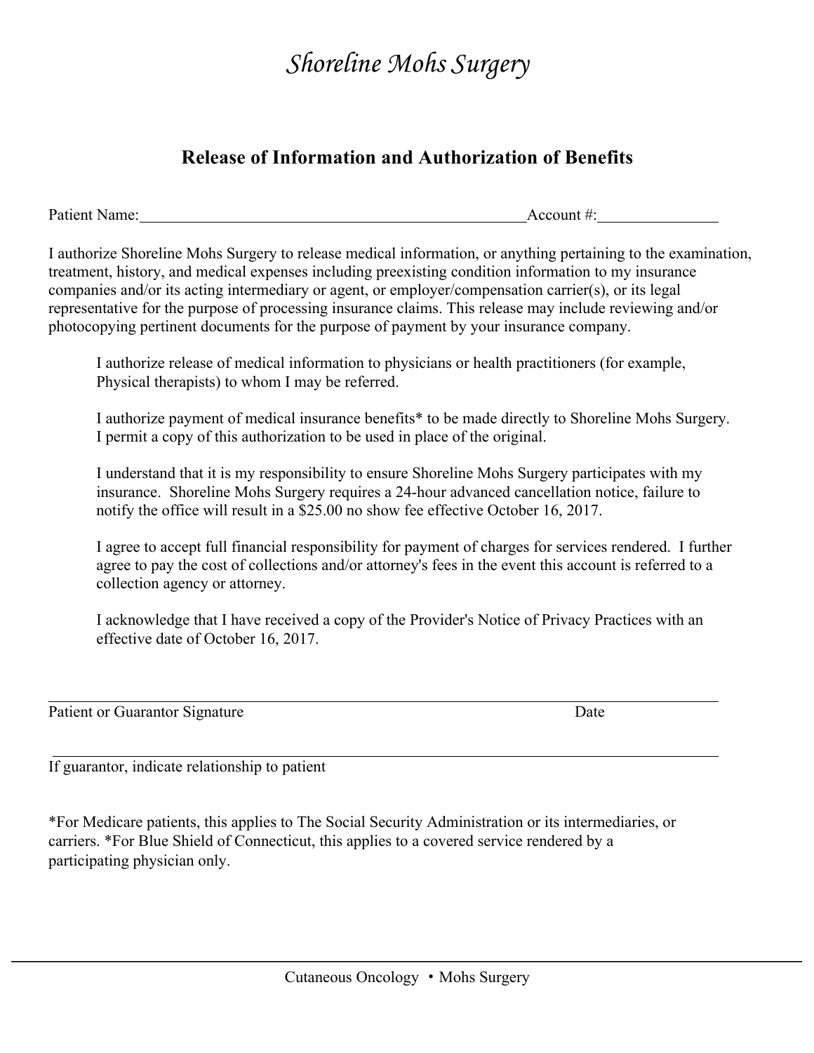# *Shoreline Mohs Surgery*

## Release of Information and Authorization of Benefits

Patient Name:\_\_\_\_\_\_\_\_\_\_\_\_\_\_\_\_\_\_\_\_\_\_\_\_\_\_\_\_\_\_\_\_\_\_\_\_\_\_\_\_\_\_\_\_\_\_\_\_Account #:\_\_\_\_\_\_\_\_\_\_\_\_\_\_\_

I authorize Shoreline Mohs Surgery to release medical information, or anything pertaining to the examination, treatment, history, and medical expenses including preexisting condition information to my insurance companies and/or its acting intermediary or agent, or employer/compensation carrier(s), or its legal representative for the purpose of processing insurance claims. This release may include reviewing and/or photocopying pertinent documents for the purpose of payment by your insurance company.

> I authorize release of medical information to physicians or health practitioners (for example, Physical therapists) to whom I may be referred.
>
> I authorize payment of medical insurance benefits* to be made directly to Shoreline Mohs Surgery. I permit a copy of this authorization to be used in place of the original.
>
> I understand that it is my responsibility to ensure Shoreline Mohs Surgery participates with my insurance. Shoreline Mohs Surgery requires a 24-hour advanced cancellation notice, failure to notify the office will result in a $25.00 no show fee effective October 16, 2017.
>
> I agree to accept full financial responsibility for payment of charges for services rendered. I further agree to pay the cost of collections and/or attorney's fees in the event this account is referred to a collection agency or attorney.
>
> I acknowledge that I have received a copy of the Provider's Notice of Privacy Practices with an effective date of October 16, 2017.

\_\_\_\_\_\_\_\_\_\_\_\_\_\_\_\_\_\_\_\_\_\_\_\_\_\_\_\_\_\_\_\_\_\_\_\_\_\_\_\_\_\_\_\_\_\_\_\_\_\_\_\_\_\_\_\_\_\_\_\_\_\_\_\_\_\_\_\_\_\_\_\_\_\_\_\_\_\_

Patient or Guarantor Signature                                                                                    Date

\_\_\_\_\_\_\_\_\_\_\_\_\_\_\_\_\_\_\_\_\_\_\_\_\_\_\_\_\_\_\_\_\_\_\_\_\_\_\_\_\_\_\_\_\_\_\_\_\_\_\_\_\_\_\_\_\_\_\_\_\_\_\_\_\_\_\_\_\_\_\_\_\_\_\_\_\_\_

If guarantor, indicate relationship to patient

*For Medicare patients, this applies to The Social Security Administration or its intermediaries, or carriers. *For Blue Shield of Connecticut, this applies to a covered service rendered by a participating physician only.

Cutaneous Oncology • Mohs Surgery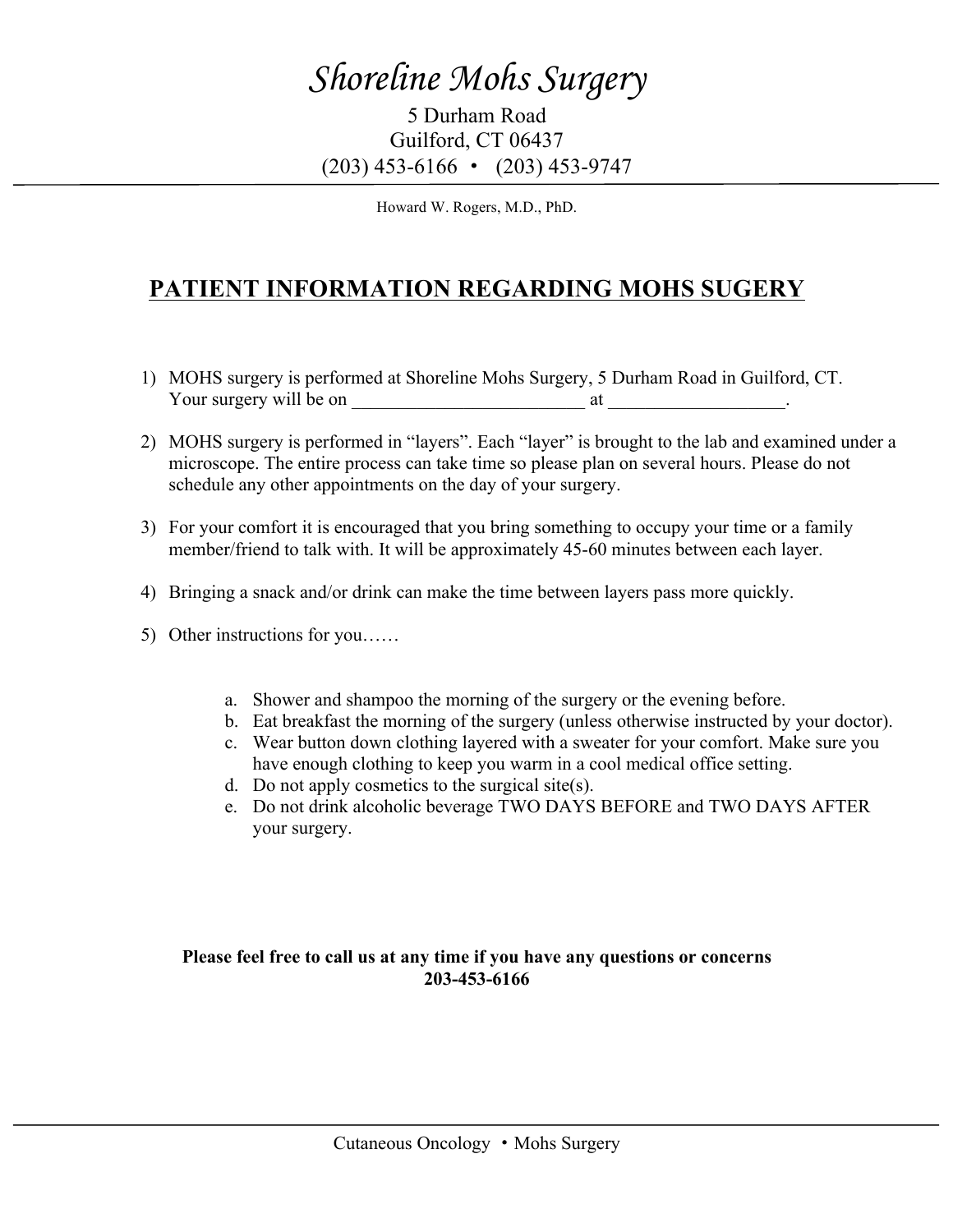# *Shoreline Mohs Surgery*

5 Durham Road
Guilford, CT 06437
(203) 453-6166 • (203) 453-9747

---

Howard W. Rogers, M.D., PhD.

## PATIENT INFORMATION REGARDING MOHS SUGERY

1) MOHS surgery is performed at Shoreline Mohs Surgery, 5 Durham Road in Guilford, CT. Your surgery will be on _________________________ at ___________________.

2) MOHS surgery is performed in "layers". Each "layer" is brought to the lab and examined under a microscope. The entire process can take time so please plan on several hours. Please do not schedule any other appointments on the day of your surgery.

3) For your comfort it is encouraged that you bring something to occupy your time or a family member/friend to talk with. It will be approximately 45-60 minutes between each layer.

4) Bringing a snack and/or drink can make the time between layers pass more quickly.

5) Other instructions for you……

   a. Shower and shampoo the morning of the surgery or the evening before.
   b. Eat breakfast the morning of the surgery (unless otherwise instructed by your doctor).
   c. Wear button down clothing layered with a sweater for your comfort. Make sure you have enough clothing to keep you warm in a cool medical office setting.
   d. Do not apply cosmetics to the surgical site(s).
   e. Do not drink alcoholic beverage TWO DAYS BEFORE and TWO DAYS AFTER your surgery.

**Please feel free to call us at any time if you have any questions or concerns**
**203-453-6166**

---

Cutaneous Oncology • Mohs Surgery